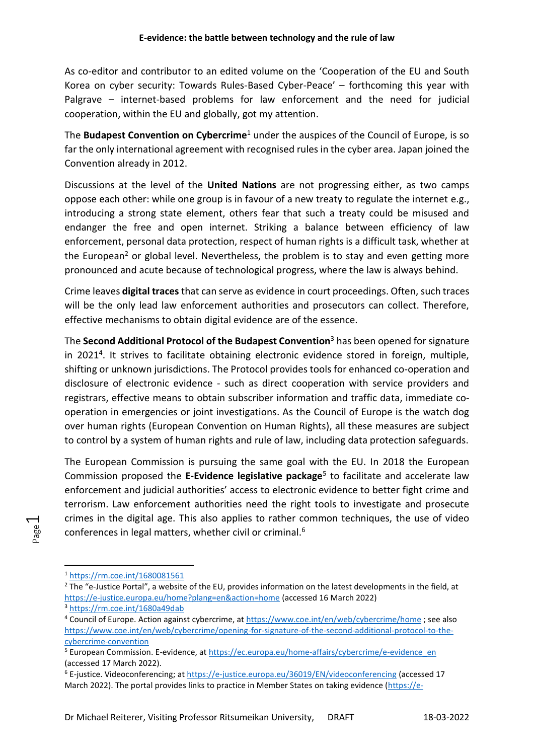# E-evidence: the battle between technology and the rule of law

As co-editor and contributor to an edited volume on the 'Cooperation of the EU and South Korea on cyber security: Towards Rules-Based Cyber-Peace' – forthcoming this year with Palgrave – internet-based problems for law enforcement and the need for judicial cooperation, within the EU and globally, got my attention.

The **Budapest Convention on Cybercrime**[1] under the auspices of the Council of Europe, is so far the only international agreement with recognised rules in the cyber area. Japan joined the Convention already in 2012.

Discussions at the level of the **United Nations** are not progressing either, as two camps oppose each other: while one group is in favour of a new treaty to regulate the internet e.g., introducing a strong state element, others fear that such a treaty could be misused and endanger the free and open internet. Striking a balance between efficiency of law enforcement, personal data protection, respect of human rights is a difficult task, whether at the European[2] or global level. Nevertheless, the problem is to stay and even getting more pronounced and acute because of technological progress, where the law is always behind.

Crime leaves **digital traces** that can serve as evidence in court proceedings. Often, such traces will be the only lead law enforcement authorities and prosecutors can collect. Therefore, effective mechanisms to obtain digital evidence are of the essence.

The **Second Additional Protocol of the Budapest Convention**[3] has been opened for signature in 2021[4]. It strives to facilitate obtaining electronic evidence stored in foreign, multiple, shifting or unknown jurisdictions. The Protocol provides tools for enhanced co-operation and disclosure of electronic evidence - such as direct cooperation with service providers and registrars, effective means to obtain subscriber information and traffic data, immediate co-operation in emergencies or joint investigations. As the Council of Europe is the watch dog over human rights (European Convention on Human Rights), all these measures are subject to control by a system of human rights and rule of law, including data protection safeguards.

The European Commission is pursuing the same goal with the EU. In 2018 the European Commission proposed the **E-Evidence legislative package**[5] to facilitate and accelerate law enforcement and judicial authorities' access to electronic evidence to better fight crime and terrorism. Law enforcement authorities need the right tools to investigate and prosecute crimes in the digital age. This also applies to rather common techniques, the use of video conferences in legal matters, whether civil or criminal.[6]

---

[1] https://rm.coe.int/1680081561

[2] The "e-Justice Portal", a website of the EU, provides information on the latest developments in the field, at https://e-justice.europa.eu/home?plang=en&action=home (accessed 16 March 2022)

[3] https://rm.coe.int/1680a49dab

[4] Council of Europe. Action against cybercrime, at https://www.coe.int/en/web/cybercrime/home ; see also https://www.coe.int/en/web/cybercrime/opening-for-signature-of-the-second-additional-protocol-to-the-cybercrime-convention

[5] European Commission. E-evidence, at https://ec.europa.eu/home-affairs/cybercrime/e-evidence_en (accessed 17 March 2022).

[6] E-justice. Videoconferencing; at https://e-justice.europa.eu/36019/EN/videoconferencing (accessed 17 March 2022). The portal provides links to practice in Member States on taking evidence (https://e-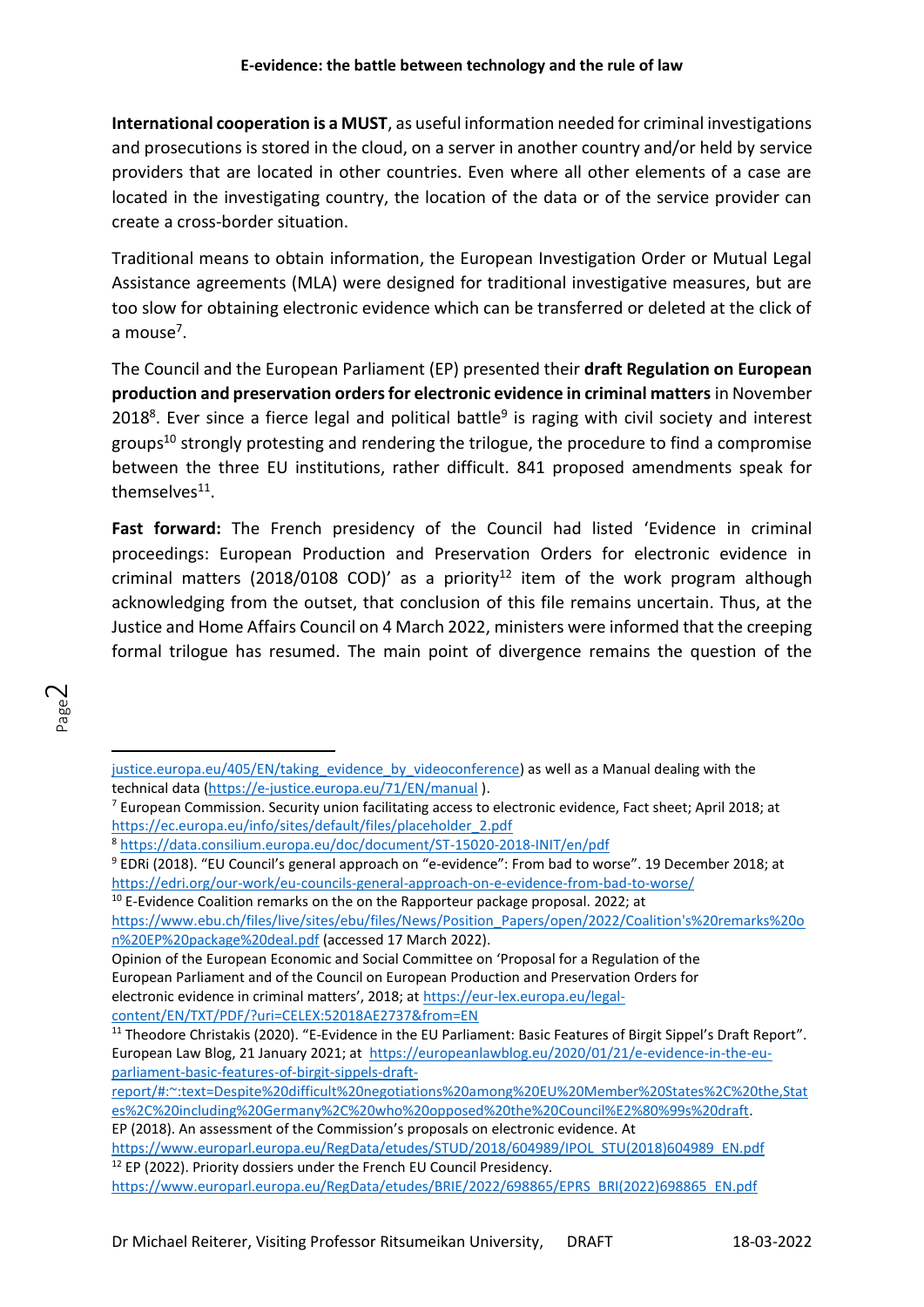**International cooperation is a MUST**, as useful information needed for criminal investigations and prosecutions is stored in the cloud, on a server in another country and/or held by service providers that are located in other countries. Even where all other elements of a case are located in the investigating country, the location of the data or of the service provider can create a cross-border situation.

Traditional means to obtain information, the European Investigation Order or Mutual Legal Assistance agreements (MLA) were designed for traditional investigative measures, but are too slow for obtaining electronic evidence which can be transferred or deleted at the click of a mouse[7].

The Council and the European Parliament (EP) presented their **draft Regulation on European production and preservation orders for electronic evidence in criminal matters** in November 2018[8]. Ever since a fierce legal and political battle[9] is raging with civil society and interest groups[10] strongly protesting and rendering the trilogue, the procedure to find a compromise between the three EU institutions, rather difficult. 841 proposed amendments speak for themselves[11].

**Fast forward:** The French presidency of the Council had listed 'Evidence in criminal proceedings: European Production and Preservation Orders for electronic evidence in criminal matters (2018/0108 COD)' as a priority[12] item of the work program although acknowledging from the outset, that conclusion of this file remains uncertain. Thus, at the Justice and Home Affairs Council on 4 March 2022, ministers were informed that the creeping formal trilogue has resumed. The main point of divergence remains the question of the

---

justice.europa.eu/405/EN/taking_evidence_by_videoconference) as well as a Manual dealing with the technical data (https://e-justice.europa.eu/71/EN/manual ).

[7] European Commission. Security union facilitating access to electronic evidence, Fact sheet; April 2018; at https://ec.europa.eu/info/sites/default/files/placeholder_2.pdf

[8] https://data.consilium.europa.eu/doc/document/ST-15020-2018-INIT/en/pdf

[9] EDRi (2018). "EU Council's general approach on "e-evidence": From bad to worse". 19 December 2018; at https://edri.org/our-work/eu-councils-general-approach-on-e-evidence-from-bad-to-worse/

[10] E-Evidence Coalition remarks on the on the Rapporteur package proposal. 2022; at https://www.ebu.ch/files/live/sites/ebu/files/News/Position_Papers/open/2022/Coalition's%20remarks%20on%20EP%20package%20deal.pdf (accessed 17 March 2022).

Opinion of the European Economic and Social Committee on 'Proposal for a Regulation of the European Parliament and of the Council on European Production and Preservation Orders for electronic evidence in criminal matters', 2018; at https://eur-lex.europa.eu/legal-content/EN/TXT/PDF/?uri=CELEX:52018AE2737&from=EN

[11] Theodore Christakis (2020). "E-Evidence in the EU Parliament: Basic Features of Birgit Sippel's Draft Report". European Law Blog, 21 January 2021; at https://europeanlawblog.eu/2020/01/21/e-evidence-in-the-eu-parliament-basic-features-of-birgit-sippels-draft-report/#:~:text=Despite%20difficult%20negotiations%20among%20EU%20Member%20States%2C%20the,States%2C%20including%20Germany%2C%20who%20opposed%20the%20Council%E2%80%99s%20draft.

EP (2018). An assessment of the Commission's proposals on electronic evidence. At https://www.europarl.europa.eu/RegData/etudes/STUD/2018/604989/IPOL_STU(2018)604989_EN.pdf

[12] EP (2022). Priority dossiers under the French EU Council Presidency. https://www.europarl.europa.eu/RegData/etudes/BRIE/2022/698865/EPRS_BRI(2022)698865_EN.pdf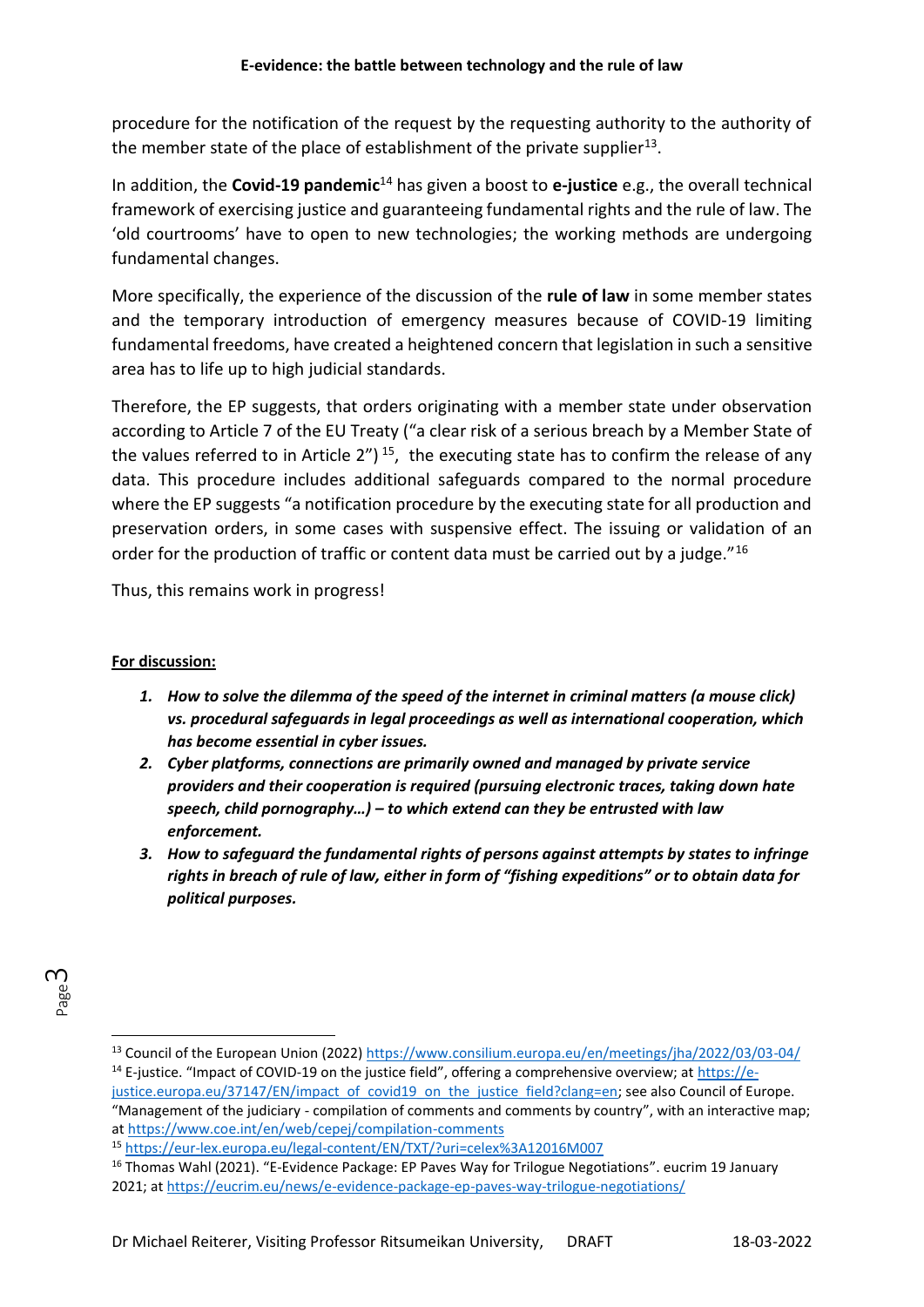procedure for the notification of the request by the requesting authority to the authority of the member state of the place of establishment of the private supplier[13].

In addition, the **Covid-19 pandemic**[14] has given a boost to **e-justice** e.g., the overall technical framework of exercising justice and guaranteeing fundamental rights and the rule of law. The 'old courtrooms' have to open to new technologies; the working methods are undergoing fundamental changes.

More specifically, the experience of the discussion of the **rule of law** in some member states and the temporary introduction of emergency measures because of COVID-19 limiting fundamental freedoms, have created a heightened concern that legislation in such a sensitive area has to life up to high judicial standards.

Therefore, the EP suggests, that orders originating with a member state under observation according to Article 7 of the EU Treaty ("a clear risk of a serious breach by a Member State of the values referred to in Article 2") [15], the executing state has to confirm the release of any data. This procedure includes additional safeguards compared to the normal procedure where the EP suggests "a notification procedure by the executing state for all production and preservation orders, in some cases with suspensive effect. The issuing or validation of an order for the production of traffic or content data must be carried out by a judge."[16]

Thus, this remains work in progress!

**For discussion:**

1. ***How to solve the dilemma of the speed of the internet in criminal matters (a mouse click) vs. procedural safeguards in legal proceedings as well as international cooperation, which has become essential in cyber issues.***
2. ***Cyber platforms, connections are primarily owned and managed by private service providers and their cooperation is required (pursuing electronic traces, taking down hate speech, child pornography…) – to which extend can they be entrusted with law enforcement.***
3. ***How to safeguard the fundamental rights of persons against attempts by states to infringe rights in breach of rule of law, either in form of "fishing expeditions" or to obtain data for political purposes.***

---

[13] Council of the European Union (2022) https://www.consilium.europa.eu/en/meetings/jha/2022/03/03-04/

[14] E-justice. "Impact of COVID-19 on the justice field", offering a comprehensive overview; at https://e-justice.europa.eu/37147/EN/impact_of_covid19_on_the_justice_field?clang=en; see also Council of Europe. "Management of the judiciary - compilation of comments and comments by country", with an interactive map; at https://www.coe.int/en/web/cepej/compilation-comments

[15] https://eur-lex.europa.eu/legal-content/EN/TXT/?uri=celex%3A12016M007

[16] Thomas Wahl (2021). "E-Evidence Package: EP Paves Way for Trilogue Negotiations". eucrim 19 January 2021; at https://eucrim.eu/news/e-evidence-package-ep-paves-way-trilogue-negotiations/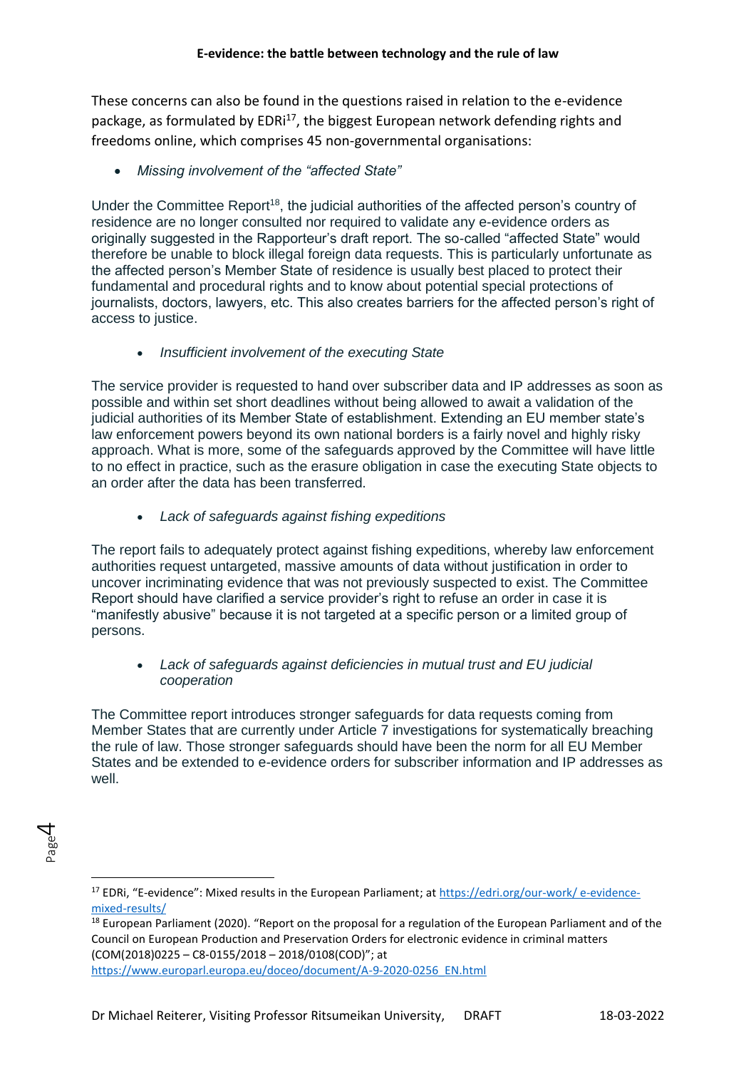These concerns can also be found in the questions raised in relation to the e-evidence package, as formulated by EDRi[17], the biggest European network defending rights and freedoms online, which comprises 45 non-governmental organisations:

- *Missing involvement of the "affected State"*

Under the Committee Report[18], the judicial authorities of the affected person's country of residence are no longer consulted nor required to validate any e-evidence orders as originally suggested in the Rapporteur's draft report. The so-called "affected State" would therefore be unable to block illegal foreign data requests. This is particularly unfortunate as the affected person's Member State of residence is usually best placed to protect their fundamental and procedural rights and to know about potential special protections of journalists, doctors, lawyers, etc. This also creates barriers for the affected person's right of access to justice.

- *Insufficient involvement of the executing State*

The service provider is requested to hand over subscriber data and IP addresses as soon as possible and within set short deadlines without being allowed to await a validation of the judicial authorities of its Member State of establishment. Extending an EU member state's law enforcement powers beyond its own national borders is a fairly novel and highly risky approach. What is more, some of the safeguards approved by the Committee will have little to no effect in practice, such as the erasure obligation in case the executing State objects to an order after the data has been transferred.

- *Lack of safeguards against fishing expeditions*

The report fails to adequately protect against fishing expeditions, whereby law enforcement authorities request untargeted, massive amounts of data without justification in order to uncover incriminating evidence that was not previously suspected to exist. The Committee Report should have clarified a service provider's right to refuse an order in case it is "manifestly abusive" because it is not targeted at a specific person or a limited group of persons.

- *Lack of safeguards against deficiencies in mutual trust and EU judicial cooperation*

The Committee report introduces stronger safeguards for data requests coming from Member States that are currently under Article 7 investigations for systematically breaching the rule of law. Those stronger safeguards should have been the norm for all EU Member States and be extended to e-evidence orders for subscriber information and IP addresses as well.

---

[17] EDRi, "E-evidence": Mixed results in the European Parliament; at https://edri.org/our-work/ e-evidence-mixed-results/

[18] European Parliament (2020). "Report on the proposal for a regulation of the European Parliament and of the Council on European Production and Preservation Orders for electronic evidence in criminal matters (COM(2018)0225 – C8-0155/2018 – 2018/0108(COD)"; at https://www.europarl.europa.eu/doceo/document/A-9-2020-0256_EN.html